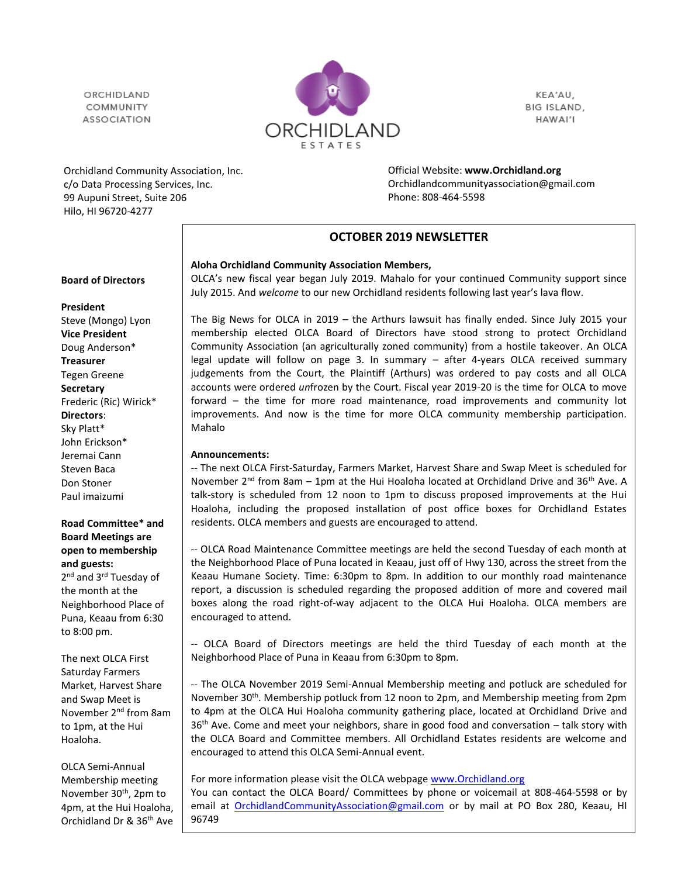ORCHIDLAND
COMMUNITY
ASSOCIATION

ORCHIDLAND
ESTATES

KEA'AU,
BIG ISLAND,
HAWAI'I

Orchidland Community Association, Inc.
c/o Data Processing Services, Inc.
99 Aupuni Street, Suite 206
Hilo, HI 96720-4277

Official Website: **www.Orchidland.org**
Orchidlandcommunityassociation@gmail.com
Phone: 808-464-5598

**Board of Directors**

**President**
Steve (Mongo) Lyon
**Vice President**
Doug Anderson*
**Treasurer**
Tegen Greene
**Secretary**
Frederic (Ric) Wirick*
**Directors**:
Sky Platt*
John Erickson*
Jeremai Cann
Steven Baca
Don Stoner
Paul imaizumi

**Road Committee* and Board Meetings are open to membership and guests:**
2nd and 3rd Tuesday of the month at the Neighborhood Place of Puna, Keaau from 6:30 to 8:00 pm.

The next OLCA First Saturday Farmers Market, Harvest Share and Swap Meet is November 2nd from 8am to 1pm, at the Hui Hoaloha.

OLCA Semi-Annual Membership meeting November 30th, 2pm to 4pm, at the Hui Hoaloha, Orchidland Dr & 36th Ave

## OCTOBER 2019 NEWSLETTER

**Aloha Orchidland Community Association Members,**
OLCA's new fiscal year began July 2019. Mahalo for your continued Community support since July 2015. And *welcome* to our new Orchidland residents following last year's lava flow.

The Big News for OLCA in 2019 – the Arthurs lawsuit has finally ended. Since July 2015 your membership elected OLCA Board of Directors have stood strong to protect Orchidland Community Association (an agriculturally zoned community) from a hostile takeover. An OLCA legal update will follow on page 3. In summary – after 4-years OLCA received summary judgements from the Court, the Plaintiff (Arthurs) was ordered to pay costs and all OLCA accounts were ordered *un*frozen by the Court. Fiscal year 2019-20 is the time for OLCA to move forward – the time for more road maintenance, road improvements and community lot improvements. And now is the time for more OLCA community membership participation. Mahalo

**Announcements:**
-- The next OLCA First-Saturday, Farmers Market, Harvest Share and Swap Meet is scheduled for November 2nd from 8am – 1pm at the Hui Hoaloha located at Orchidland Drive and 36th Ave. A talk-story is scheduled from 12 noon to 1pm to discuss proposed improvements at the Hui Hoaloha, including the proposed installation of post office boxes for Orchidland Estates residents. OLCA members and guests are encouraged to attend.

-- OLCA Road Maintenance Committee meetings are held the second Tuesday of each month at the Neighborhood Place of Puna located in Keaau, just off of Hwy 130, across the street from the Keaau Humane Society. Time: 6:30pm to 8pm. In addition to our monthly road maintenance report, a discussion is scheduled regarding the proposed addition of more and covered mail boxes along the road right-of-way adjacent to the OLCA Hui Hoaloha. OLCA members are encouraged to attend.

-- OLCA Board of Directors meetings are held the third Tuesday of each month at the Neighborhood Place of Puna in Keaau from 6:30pm to 8pm.

-- The OLCA November 2019 Semi-Annual Membership meeting and potluck are scheduled for November 30th. Membership potluck from 12 noon to 2pm, and Membership meeting from 2pm to 4pm at the OLCA Hui Hoaloha community gathering place, located at Orchidland Drive and 36th Ave. Come and meet your neighbors, share in good food and conversation – talk story with the OLCA Board and Committee members. All Orchidland Estates residents are welcome and encouraged to attend this OLCA Semi-Annual event.

For more information please visit the OLCA webpage www.Orchidland.org
You can contact the OLCA Board/ Committees by phone or voicemail at 808-464-5598 or by email at OrchidlandCommunityAssociation@gmail.com or by mail at PO Box 280, Keaau, HI 96749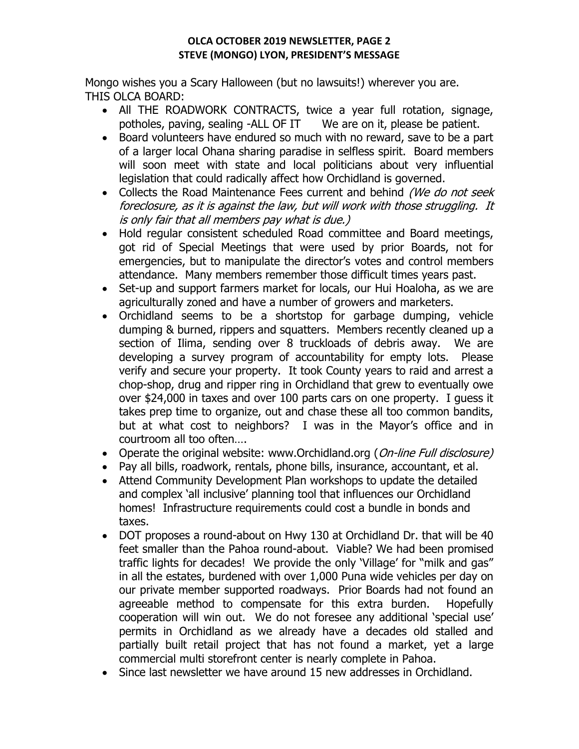**STEVE (MONGO) LYON, PRESIDENT'S MESSAGE**

Mongo wishes you a Scary Halloween (but no lawsuits!) wherever you are.
THIS OLCA BOARD:

- All THE ROADWORK CONTRACTS, twice a year full rotation, signage, potholes, paving, sealing -ALL OF IT We are on it, please be patient.
- Board volunteers have endured so much with no reward, save to be a part of a larger local Ohana sharing paradise in selfless spirit. Board members will soon meet with state and local politicians about very influential legislation that could radically affect how Orchidland is governed.
- Collects the Road Maintenance Fees current and behind *(We do not seek foreclosure, as it is against the law, but will work with those struggling. It is only fair that all members pay what is due.)*
- Hold regular consistent scheduled Road committee and Board meetings, got rid of Special Meetings that were used by prior Boards, not for emergencies, but to manipulate the director's votes and control members attendance. Many members remember those difficult times years past.
- Set-up and support farmers market for locals, our Hui Hoaloha, as we are agriculturally zoned and have a number of growers and marketers.
- Orchidland seems to be a shortstop for garbage dumping, vehicle dumping & burned, rippers and squatters. Members recently cleaned up a section of Ilima, sending over 8 truckloads of debris away. We are developing a survey program of accountability for empty lots. Please verify and secure your property. It took County years to raid and arrest a chop-shop, drug and ripper ring in Orchidland that grew to eventually owe over $24,000 in taxes and over 100 parts cars on one property. I guess it takes prep time to organize, out and chase these all too common bandits, but at what cost to neighbors? I was in the Mayor's office and in courtroom all too often….
- Operate the original website: www.Orchidland.org (*On-line Full disclosure)*
- Pay all bills, roadwork, rentals, phone bills, insurance, accountant, et al.
- Attend Community Development Plan workshops to update the detailed and complex 'all inclusive' planning tool that influences our Orchidland homes! Infrastructure requirements could cost a bundle in bonds and taxes.
- DOT proposes a round-about on Hwy 130 at Orchidland Dr. that will be 40 feet smaller than the Pahoa round-about. Viable? We had been promised traffic lights for decades! We provide the only 'Village' for "milk and gas" in all the estates, burdened with over 1,000 Puna wide vehicles per day on our private member supported roadways. Prior Boards had not found an agreeable method to compensate for this extra burden. Hopefully cooperation will win out. We do not foresee any additional 'special use' permits in Orchidland as we already have a decades old stalled and partially built retail project that has not found a market, yet a large commercial multi storefront center is nearly complete in Pahoa.
- Since last newsletter we have around 15 new addresses in Orchidland.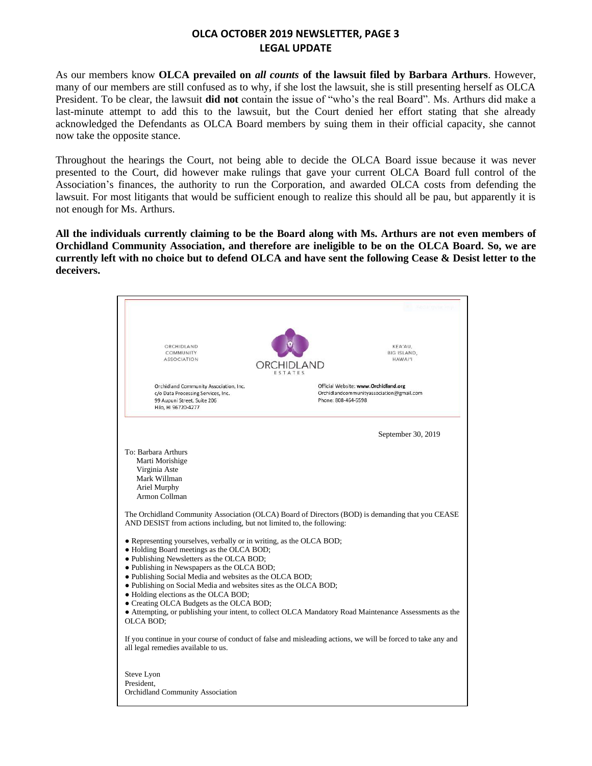## OLCA OCTOBER 2019 NEWSLETTER, PAGE 3
## LEGAL UPDATE

As our members know **OLCA prevailed on *all counts* of the lawsuit filed by Barbara Arthurs**. However, many of our members are still confused as to why, if she lost the lawsuit, she is still presenting herself as OLCA President. To be clear, the lawsuit **did not** contain the issue of "who's the real Board". Ms. Arthurs did make a last-minute attempt to add this to the lawsuit, but the Court denied her effort stating that she already acknowledged the Defendants as OLCA Board members by suing them in their official capacity, she cannot now take the opposite stance.

Throughout the hearings the Court, not being able to decide the OLCA Board issue because it was never presented to the Court, did however make rulings that gave your current OLCA Board full control of the Association's finances, the authority to run the Corporation, and awarded OLCA costs from defending the lawsuit. For most litigants that would be sufficient enough to realize this should all be pau, but apparently it is not enough for Ms. Arthurs.

**All the individuals currently claiming to be the Board along with Ms. Arthurs are not even members of Orchidland Community Association, and therefore are ineligible to be on the OLCA Board. So, we are currently left with no choice but to defend OLCA and have sent the following Cease & Desist letter to the deceivers.**

---

ORCHIDLAND COMMUNITY ASSOCIATION — ORCHIDLAND ESTATES — KEA'AU, BIG ISLAND, HAWAI'I

Orchidland Community Association, Inc.
c/o Data Processing Services, Inc.
99 Aupuni Street, Suite 206
Hilo, HI 96720-4277

Official Website: www.Orchidland.org
Orchidlandcommunityassociation@gmail.com
Phone: 808-464-5598

September 30, 2019

To: Barbara Arthurs
Marti Morishige
Virginia Aste
Mark Willman
Ariel Murphy
Armon Collman

The Orchidland Community Association (OLCA) Board of Directors (BOD) is demanding that you CEASE AND DESIST from actions including, but not limited to, the following:

- Representing yourselves, verbally or in writing, as the OLCA BOD;
- Holding Board meetings as the OLCA BOD;
- Publishing Newsletters as the OLCA BOD;
- Publishing in Newspapers as the OLCA BOD;
- Publishing Social Media and websites as the OLCA BOD;
- Publishing on Social Media and websites sites as the OLCA BOD;
- Holding elections as the OLCA BOD;
- Creating OLCA Budgets as the OLCA BOD;
- Attempting, or publishing your intent, to collect OLCA Mandatory Road Maintenance Assessments as the OLCA BOD;

If you continue in your course of conduct of false and misleading actions, we will be forced to take any and all legal remedies available to us.

Steve Lyon
President,
Orchidland Community Association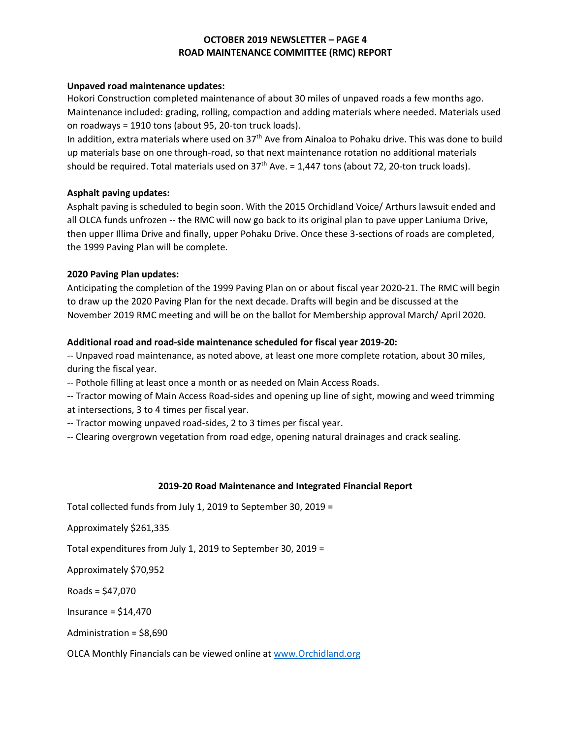# OCTOBER 2019 NEWSLETTER – PAGE 4
## ROAD MAINTENANCE COMMITTEE (RMC) REPORT

**Unpaved road maintenance updates:**
Hokori Construction completed maintenance of about 30 miles of unpaved roads a few months ago. Maintenance included: grading, rolling, compaction and adding materials where needed. Materials used on roadways = 1910 tons (about 95, 20-ton truck loads).
In addition, extra materials where used on 37th Ave from Ainaloa to Pohaku drive. This was done to build up materials base on one through-road, so that next maintenance rotation no additional materials should be required. Total materials used on 37th Ave. = 1,447 tons (about 72, 20-ton truck loads).

**Asphalt paving updates:**
Asphalt paving is scheduled to begin soon. With the 2015 Orchidland Voice/ Arthurs lawsuit ended and all OLCA funds unfrozen -- the RMC will now go back to its original plan to pave upper Laniuma Drive, then upper Illima Drive and finally, upper Pohaku Drive. Once these 3-sections of roads are completed, the 1999 Paving Plan will be complete.

**2020 Paving Plan updates:**
Anticipating the completion of the 1999 Paving Plan on or about fiscal year 2020-21. The RMC will begin to draw up the 2020 Paving Plan for the next decade. Drafts will begin and be discussed at the November 2019 RMC meeting and will be on the ballot for Membership approval March/ April 2020.

**Additional road and road-side maintenance scheduled for fiscal year 2019-20:**
-- Unpaved road maintenance, as noted above, at least one more complete rotation, about 30 miles, during the fiscal year.
-- Pothole filling at least once a month or as needed on Main Access Roads.
-- Tractor mowing of Main Access Road-sides and opening up line of sight, mowing and weed trimming at intersections, 3 to 4 times per fiscal year.
-- Tractor mowing unpaved road-sides, 2 to 3 times per fiscal year.
-- Clearing overgrown vegetation from road edge, opening natural drainages and crack sealing.

**2019-20 Road Maintenance and Integrated Financial Report**

Total collected funds from July 1, 2019 to September 30, 2019 =

Approximately $261,335

Total expenditures from July 1, 2019 to September 30, 2019 =

Approximately $70,952

Roads = $47,070

Insurance = $14,470

Administration = $8,690

OLCA Monthly Financials can be viewed online at [www.Orchidland.org](http://www.Orchidland.org)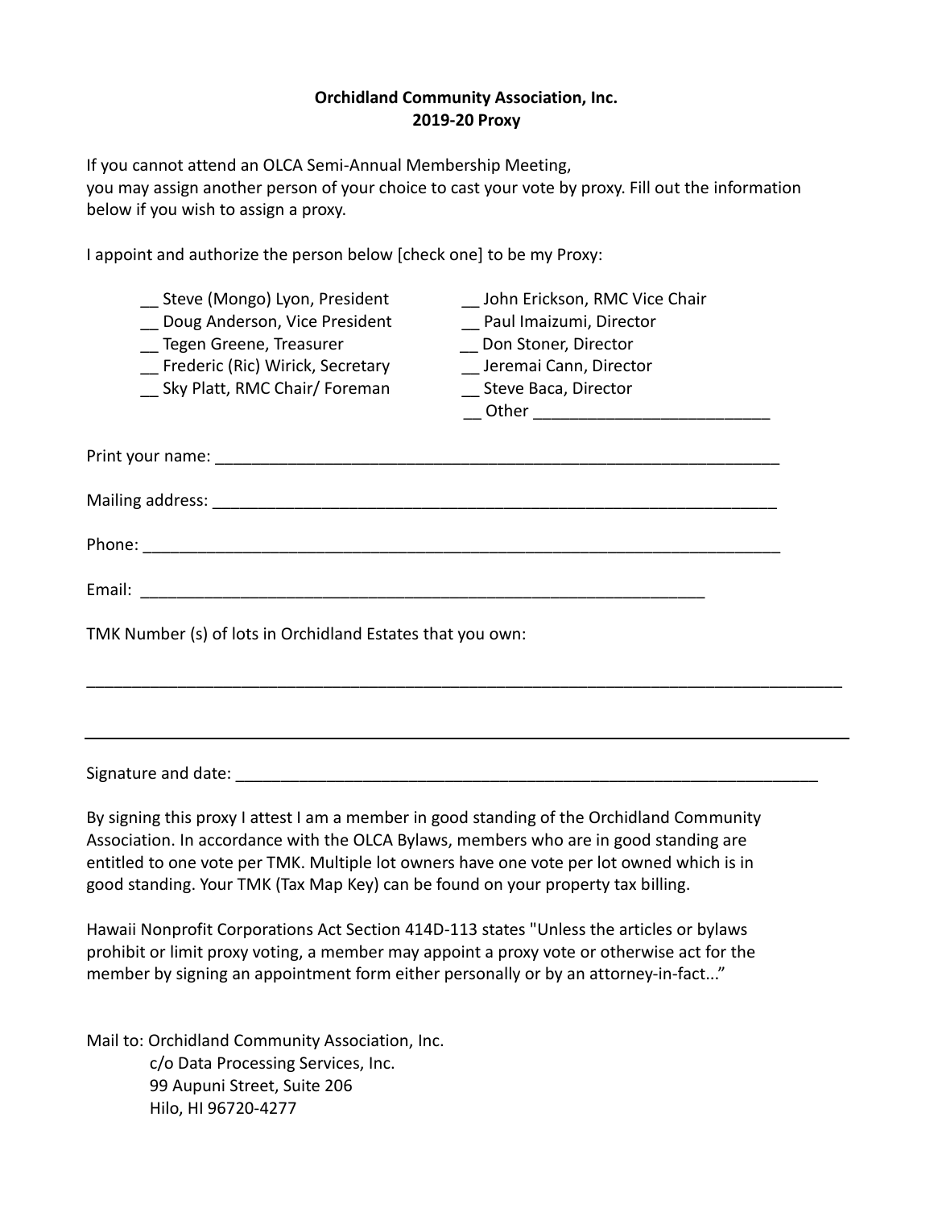**Orchidland Community Association, Inc.**
**2019-20 Proxy**

If you cannot attend an OLCA Semi-Annual Membership Meeting,
you may assign another person of your choice to cast your vote by proxy. Fill out the information below if you wish to assign a proxy.

I appoint and authorize the person below [check one] to be my Proxy:

__ Steve (Mongo) Lyon, President
__ Doug Anderson, Vice President
__ Tegen Greene, Treasurer
__ Frederic (Ric) Wirick, Secretary
__ Sky Platt, RMC Chair/ Foreman
__ John Erickson, RMC Vice Chair
__ Paul Imaizumi, Director
__ Don Stoner, Director
__ Jeremai Cann, Director
__ Steve Baca, Director
__ Other __________________________

Print your name: ________________________________________________________________

Mailing address: ________________________________________________________________

Phone: ______________________________________________________________________

Email: _______________________________________________________________

TMK Number (s) of lots in Orchidland Estates that you own:

_____________________________________________________________________________________

_____________________________________________________________________________________

Signature and date: ____________________________________________________________

By signing this proxy I attest I am a member in good standing of the Orchidland Community Association. In accordance with the OLCA Bylaws, members who are in good standing are entitled to one vote per TMK. Multiple lot owners have one vote per lot owned which is in good standing. Your TMK (Tax Map Key) can be found on your property tax billing.

Hawaii Nonprofit Corporations Act Section 414D-113 states "Unless the articles or bylaws prohibit or limit proxy voting, a member may appoint a proxy vote or otherwise act for the member by signing an appointment form either personally or by an attorney-in-fact..."

Mail to: Orchidland Community Association, Inc.
c/o Data Processing Services, Inc.
99 Aupuni Street, Suite 206
Hilo, HI 96720-4277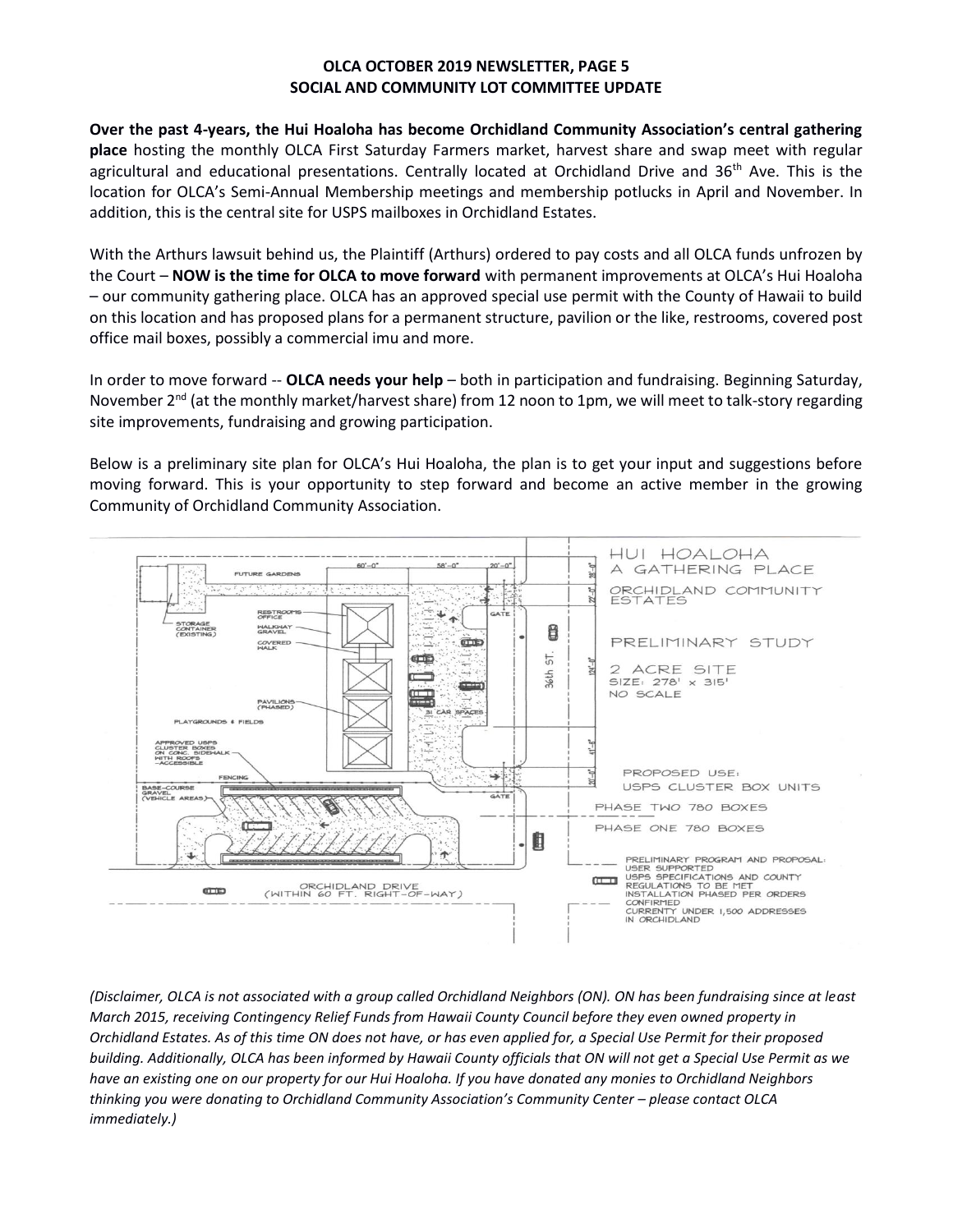# OLCA OCTOBER 2019 NEWSLETTER, PAGE 5

## SOCIAL AND COMMUNITY LOT COMMITTEE UPDATE

**Over the past 4-years, the Hui Hoaloha has become Orchidland Community Association's central gathering place** hosting the monthly OLCA First Saturday Farmers market, harvest share and swap meet with regular agricultural and educational presentations. Centrally located at Orchidland Drive and 36th Ave. This is the location for OLCA's Semi-Annual Membership meetings and membership potlucks in April and November. In addition, this is the central site for USPS mailboxes in Orchidland Estates.

With the Arthurs lawsuit behind us, the Plaintiff (Arthurs) ordered to pay costs and all OLCA funds unfrozen by the Court – **NOW is the time for OLCA to move forward** with permanent improvements at OLCA's Hui Hoaloha – our community gathering place. OLCA has an approved special use permit with the County of Hawaii to build on this location and has proposed plans for a permanent structure, pavilion or the like, restrooms, covered post office mail boxes, possibly a commercial imu and more.

In order to move forward -- **OLCA needs your help** – both in participation and fundraising. Beginning Saturday, November 2nd (at the monthly market/harvest share) from 12 noon to 1pm, we will meet to talk-story regarding site improvements, fundraising and growing participation.

Below is a preliminary site plan for OLCA's Hui Hoaloha, the plan is to get your input and suggestions before moving forward. This is your opportunity to step forward and become an active member in the growing Community of Orchidland Community Association.

HUI HOALOHA
A GATHERING PLACE

ORCHIDLAND COMMUNITY ESTATES

PRELIMINARY STUDY

2 ACRE SITE
SIZE: 278' x 315'
NO SCALE

FUTURE GARDENS · STORAGE CONTAINER (EXISTING) · RESTROOMS OFFICE · WALKWAY GRAVEL · COVERED WALK · PAVILIONS (PHASED) · PLAYGROUNDS & FIELDS · APPROVED USPS CLUSTER BOXES ON CONC. SIDEWALK WITH ROOFS –ACCESSIBLE · FENCING · BASE-COURSE GRAVEL (VEHICLE AREAS) · GATE · 31 CAR SPACES · 36th ST. · ORCHIDLAND DRIVE (WITHIN 60 FT. RIGHT-OF-WAY)

PROPOSED USE:
USPS CLUSTER BOX UNITS
PHASE TWO 780 BOXES
PHASE ONE 780 BOXES

PRELIMINARY PROGRAM AND PROPOSAL:
USER SUPPORTED
USPS SPECIFICATIONS AND COUNTY REGULATIONS TO BE MET
INSTALLATION PHASED PER ORDERS CONFIRMED
CURRENTY UNDER 1,500 ADDRESSES IN ORCHIDLAND

*(Disclaimer, OLCA is not associated with a group called Orchidland Neighbors (ON). ON has been fundraising since at least March 2015, receiving Contingency Relief Funds from Hawaii County Council before they even owned property in Orchidland Estates. As of this time ON does not have, or has even applied for, a Special Use Permit for their proposed building. Additionally, OLCA has been informed by Hawaii County officials that ON will not get a Special Use Permit as we have an existing one on our property for our Hui Hoaloha. If you have donated any monies to Orchidland Neighbors thinking you were donating to Orchidland Community Association's Community Center – please contact OLCA immediately.)*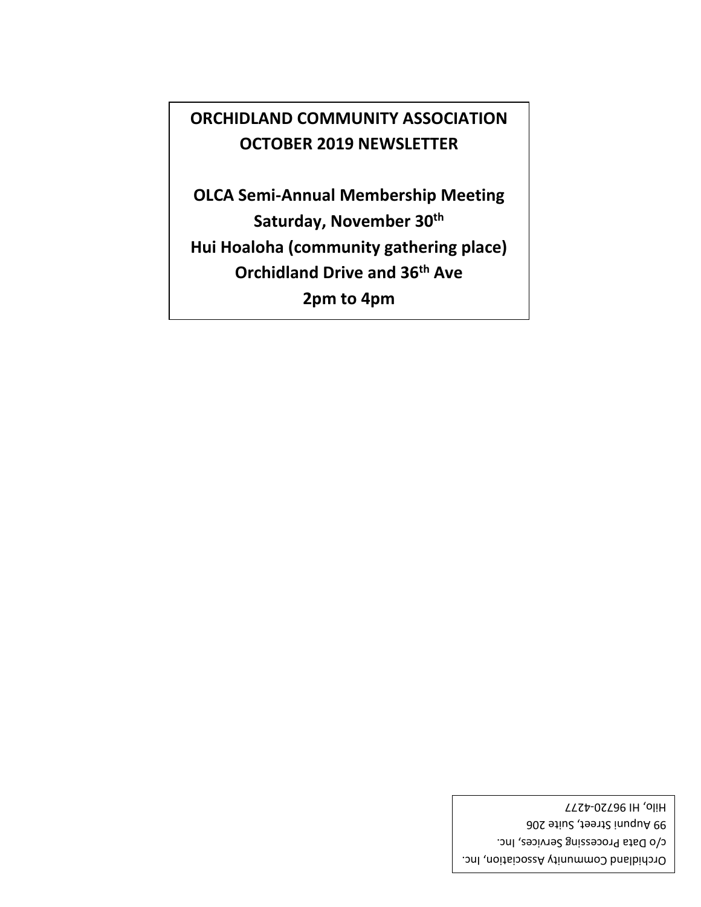**ORCHIDLAND COMMUNITY ASSOCIATION**
**OCTOBER 2019 NEWSLETTER**

**OLCA Semi-Annual Membership Meeting**
**Saturday, November 30th**
**Hui Hoaloha (community gathering place)**
**Orchidland Drive and 36th Ave**
**2pm to 4pm**

Orchidland Community Association, Inc.
c/o Data Processing Services, Inc.
99 Aupuni Street, Suite 206
Hilo, HI 96720-4277